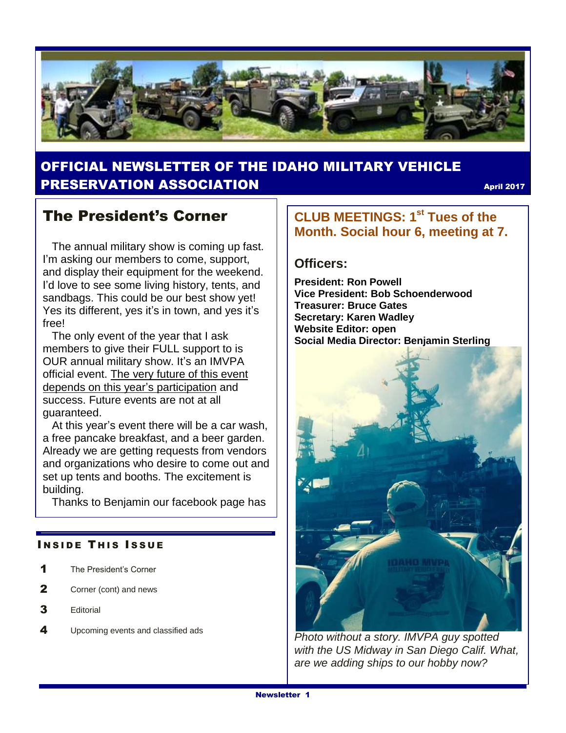# OFFICIAL NEWSLETTER OF THE IDAHO MILITARY VEHICLE PRESERVATION ASSOCIATION

April 2017

## The President's Corner

The annual military show is coming up fast. I'm asking our members to come, support, and display their equipment for the weekend. I'd love to see some living history, tents, and sandbags. This could be our best show yet! Yes its different, yes it's in town, and yes it's free!

The only event of the year that I ask members to give their FULL support to is OUR annual military show. It's an IMVPA official event. <u>The very future of this event depends on this year's participation</u> and success. Future events are not at all guaranteed.

At this year's event there will be a car wash, a free pancake breakfast, and a beer garden. Already we are getting requests from vendors and organizations who desire to come out and set up tents and booths. The excitement is building.

Thanks to Benjamin our facebook page has

### INSIDE THIS ISSUE

| | |
|---|---|
| 1 | The President's Corner |
| 2 | Corner (cont) and news |
| 3 | Editorial |
| 4 | Upcoming events and classified ads |

## CLUB MEETINGS: 1st Tues of the Month. Social hour 6, meeting at 7.

### Officers:

**President: Ron Powell**
**Vice President: Bob Schoenderwood**
**Treasurer: Bruce Gates**
**Secretary: Karen Wadley**
**Website Editor: open**
**Social Media Director: Benjamin Sterling**

*Photo without a story. IMVPA guy spotted with the US Midway in San Diego Calif. What, are we adding ships to our hobby now?*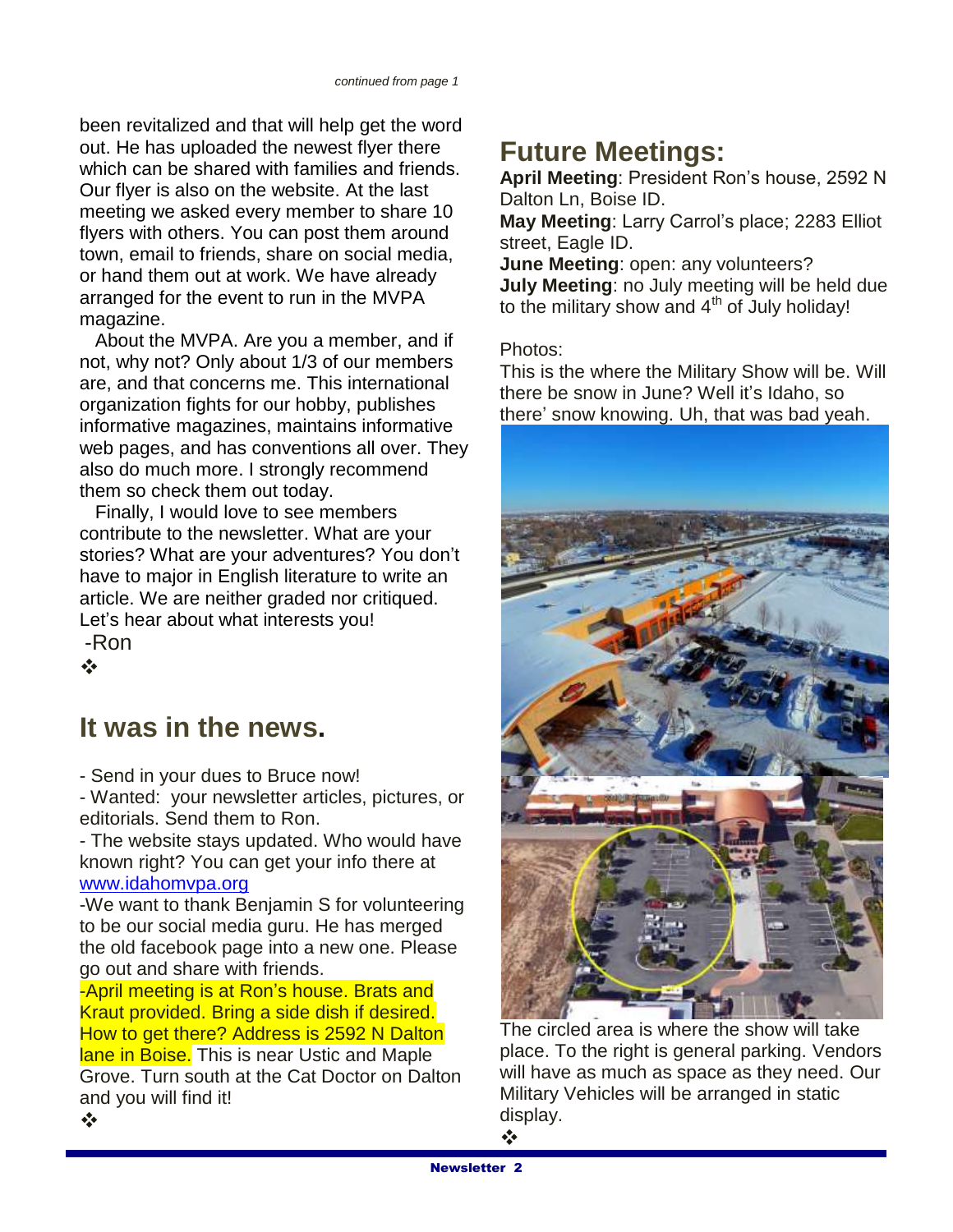*continued from page 1*

been revitalized and that will help get the word out. He has uploaded the newest flyer there which can be shared with families and friends. Our flyer is also on the website. At the last meeting we asked every member to share 10 flyers with others. You can post them around town, email to friends, share on social media, or hand them out at work. We have already arranged for the event to run in the MVPA magazine.

About the MVPA. Are you a member, and if not, why not? Only about 1/3 of our members are, and that concerns me. This international organization fights for our hobby, publishes informative magazines, maintains informative web pages, and has conventions all over. They also do much more. I strongly recommend them so check them out today.

Finally, I would love to see members contribute to the newsletter. What are your stories? What are your adventures? You don't have to major in English literature to write an article. We are neither graded nor critiqued. Let's hear about what interests you!

-Ron

❖

## It was in the news.

- Send in your dues to Bruce now!
- Wanted: your newsletter articles, pictures, or editorials. Send them to Ron.
- The website stays updated. Who would have known right? You can get your info there at www.idahomvpa.org

-We want to thank Benjamin S for volunteering to be our social media guru. He has merged the old facebook page into a new one. Please go out and share with friends.

-April meeting is at Ron's house. Brats and Kraut provided. Bring a side dish if desired. How to get there? Address is 2592 N Dalton lane in Boise. This is near Ustic and Maple Grove. Turn south at the Cat Doctor on Dalton and you will find it!

❖

## Future Meetings:

**April Meeting**: President Ron's house, 2592 N Dalton Ln, Boise ID.
**May Meeting**: Larry Carrol's place; 2283 Elliot street, Eagle ID.
**June Meeting**: open: any volunteers?
**July Meeting**: no July meeting will be held due to the military show and 4th of July holiday!

Photos:
This is the where the Military Show will be. Will there be snow in June? Well it's Idaho, so there' snow knowing. Uh, that was bad yeah.

The circled area is where the show will take place. To the right is general parking. Vendors will have as much as space as they need. Our Military Vehicles will be arranged in static display.

❖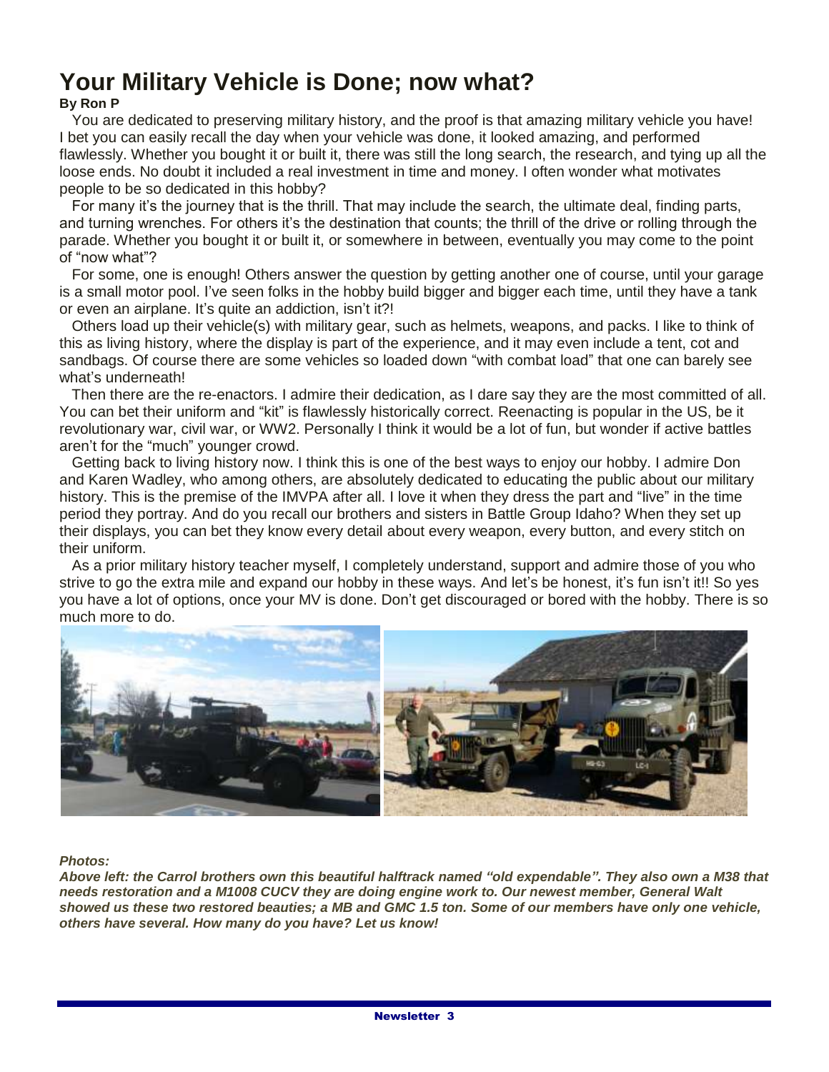# Your Military Vehicle is Done; now what?

**By Ron P**

You are dedicated to preserving military history, and the proof is that amazing military vehicle you have! I bet you can easily recall the day when your vehicle was done, it looked amazing, and performed flawlessly. Whether you bought it or built it, there was still the long search, the research, and tying up all the loose ends. No doubt it included a real investment in time and money. I often wonder what motivates people to be so dedicated in this hobby?

For many it's the journey that is the thrill. That may include the search, the ultimate deal, finding parts, and turning wrenches. For others it's the destination that counts; the thrill of the drive or rolling through the parade. Whether you bought it or built it, or somewhere in between, eventually you may come to the point of "now what"?

For some, one is enough! Others answer the question by getting another one of course, until your garage is a small motor pool. I've seen folks in the hobby build bigger and bigger each time, until they have a tank or even an airplane. It's quite an addiction, isn't it?!

Others load up their vehicle(s) with military gear, such as helmets, weapons, and packs. I like to think of this as living history, where the display is part of the experience, and it may even include a tent, cot and sandbags. Of course there are some vehicles so loaded down "with combat load" that one can barely see what's underneath!

Then there are the re-enactors. I admire their dedication, as I dare say they are the most committed of all. You can bet their uniform and "kit" is flawlessly historically correct. Reenacting is popular in the US, be it revolutionary war, civil war, or WW2. Personally I think it would be a lot of fun, but wonder if active battles aren't for the "much" younger crowd.

Getting back to living history now. I think this is one of the best ways to enjoy our hobby. I admire Don and Karen Wadley, who among others, are absolutely dedicated to educating the public about our military history. This is the premise of the IMVPA after all. I love it when they dress the part and "live" in the time period they portray. And do you recall our brothers and sisters in Battle Group Idaho? When they set up their displays, you can bet they know every detail about every weapon, every button, and every stitch on their uniform.

As a prior military history teacher myself, I completely understand, support and admire those of you who strive to go the extra mile and expand our hobby in these ways. And let's be honest, it's fun isn't it!! So yes you have a lot of options, once your MV is done. Don't get discouraged or bored with the hobby. There is so much more to do.

***Photos:***

***Above left: the Carrol brothers own this beautiful halftrack named "old expendable". They also own a M38 that needs restoration and a M1008 CUCV they are doing engine work to. Our newest member, General Walt showed us these two restored beauties; a MB and GMC 1.5 ton. Some of our members have only one vehicle, others have several. How many do you have? Let us know!***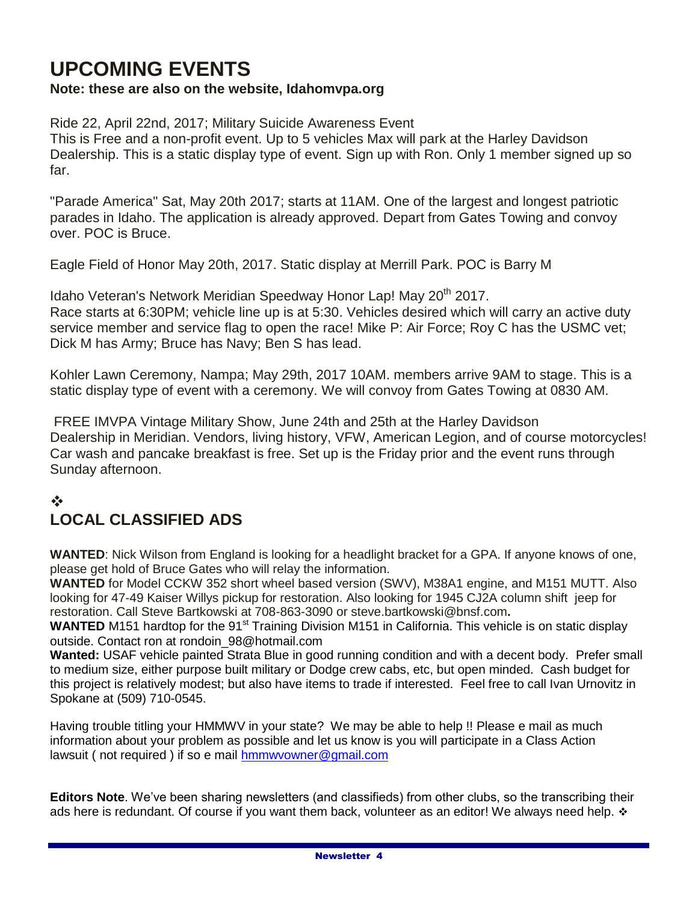# UPCOMING EVENTS

**Note: these are also on the website, Idahomvpa.org**

Ride 22, April 22nd, 2017; Military Suicide Awareness Event
This is Free and a non-profit event. Up to 5 vehicles Max will park at the Harley Davidson Dealership. This is a static display type of event. Sign up with Ron. Only 1 member signed up so far.

"Parade America" Sat, May 20th 2017; starts at 11AM. One of the largest and longest patriotic parades in Idaho. The application is already approved. Depart from Gates Towing and convoy over. POC is Bruce.

Eagle Field of Honor May 20th, 2017. Static display at Merrill Park. POC is Barry M

Idaho Veteran's Network Meridian Speedway Honor Lap! May 20th 2017.
Race starts at 6:30PM; vehicle line up is at 5:30. Vehicles desired which will carry an active duty service member and service flag to open the race! Mike P: Air Force; Roy C has the USMC vet; Dick M has Army; Bruce has Navy; Ben S has lead.

Kohler Lawn Ceremony, Nampa; May 29th, 2017 10AM. members arrive 9AM to stage. This is a static display type of event with a ceremony. We will convoy from Gates Towing at 0830 AM.

FREE IMVPA Vintage Military Show, June 24th and 25th at the Harley Davidson Dealership in Meridian. Vendors, living history, VFW, American Legion, and of course motorcycles! Car wash and pancake breakfast is free. Set up is the Friday prior and the event runs through Sunday afternoon.

❖

# LOCAL CLASSIFIED ADS

**WANTED**: Nick Wilson from England is looking for a headlight bracket for a GPA. If anyone knows of one, please get hold of Bruce Gates who will relay the information.
**WANTED** for Model CCKW 352 short wheel based version (SWV), M38A1 engine, and M151 MUTT. Also looking for 47-49 Kaiser Willys pickup for restoration. Also looking for 1945 CJ2A column shift jeep for restoration. Call Steve Bartkowski at 708-863-3090 or steve.bartkowski@bnsf.com**.**
**WANTED** M151 hardtop for the 91st Training Division M151 in California. This vehicle is on static display outside. Contact ron at rondoin_98@hotmail.com
**Wanted:** USAF vehicle painted Strata Blue in good running condition and with a decent body. Prefer small to medium size, either purpose built military or Dodge crew cabs, etc, but open minded. Cash budget for this project is relatively modest; but also have items to trade if interested. Feel free to call Ivan Urnovitz in Spokane at (509) 710-0545.

Having trouble titling your HMMWV in your state? We may be able to help !! Please e mail as much information about your problem as possible and let us know is you will participate in a Class Action lawsuit ( not required ) if so e mail hmmwvowner@gmail.com

**Editors Note**. We've been sharing newsletters (and classifieds) from other clubs, so the transcribing their ads here is redundant. Of course if you want them back, volunteer as an editor! We always need help. ❖